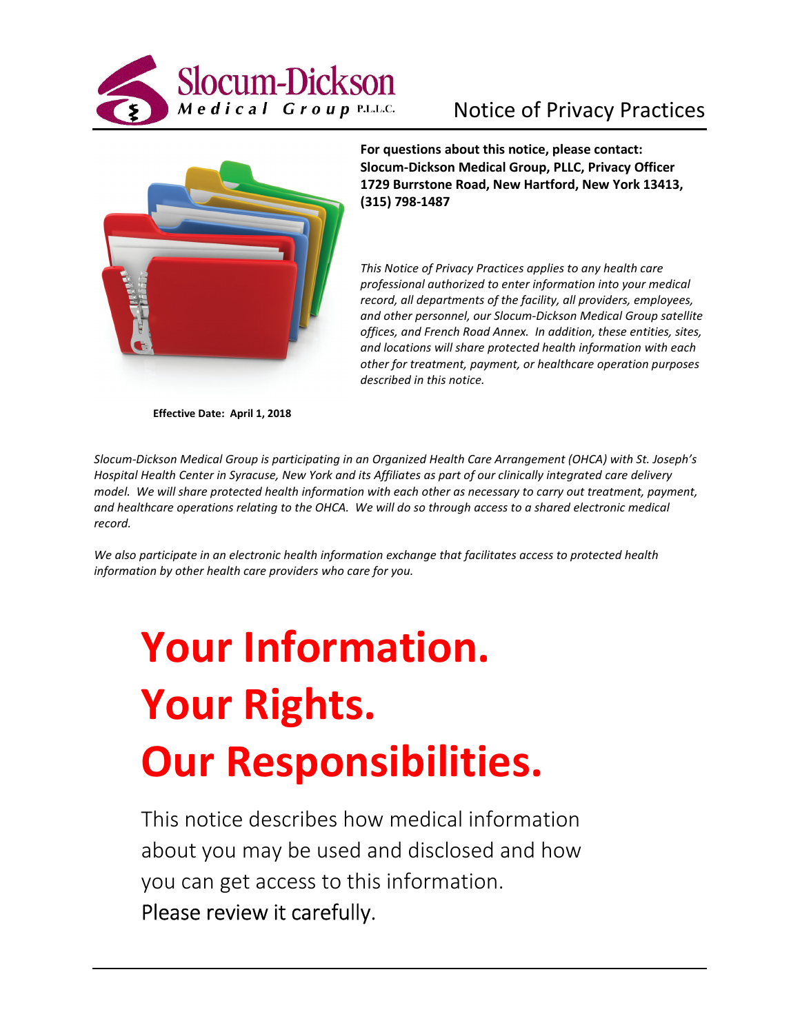Slocum-Dickson Medical Group P.L.L.C.

# Notice of Privacy Practices

**For questions about this notice, please contact:**
**Slocum-Dickson Medical Group, PLLC, Privacy Officer**
**1729 Burrstone Road, New Hartford, New York 13413,**
**(315) 798-1487**

*This Notice of Privacy Practices applies to any health care professional authorized to enter information into your medical record, all departments of the facility, all providers, employees, and other personnel, our Slocum-Dickson Medical Group satellite offices, and French Road Annex. In addition, these entities, sites, and locations will share protected health information with each other for treatment, payment, or healthcare operation purposes described in this notice.*

**Effective Date: April 1, 2018**

*Slocum-Dickson Medical Group is participating in an Organized Health Care Arrangement (OHCA) with St. Joseph's Hospital Health Center in Syracuse, New York and its Affiliates as part of our clinically integrated care delivery model. We will share protected health information with each other as necessary to carry out treatment, payment, and healthcare operations relating to the OHCA. We will do so through access to a shared electronic medical record.*

*We also participate in an electronic health information exchange that facilitates access to protected health information by other health care providers who care for you.*

# Your Information.
# Your Rights.
# Our Responsibilities.

This notice describes how medical information about you may be used and disclosed and how you can get access to this information.
Please review it carefully.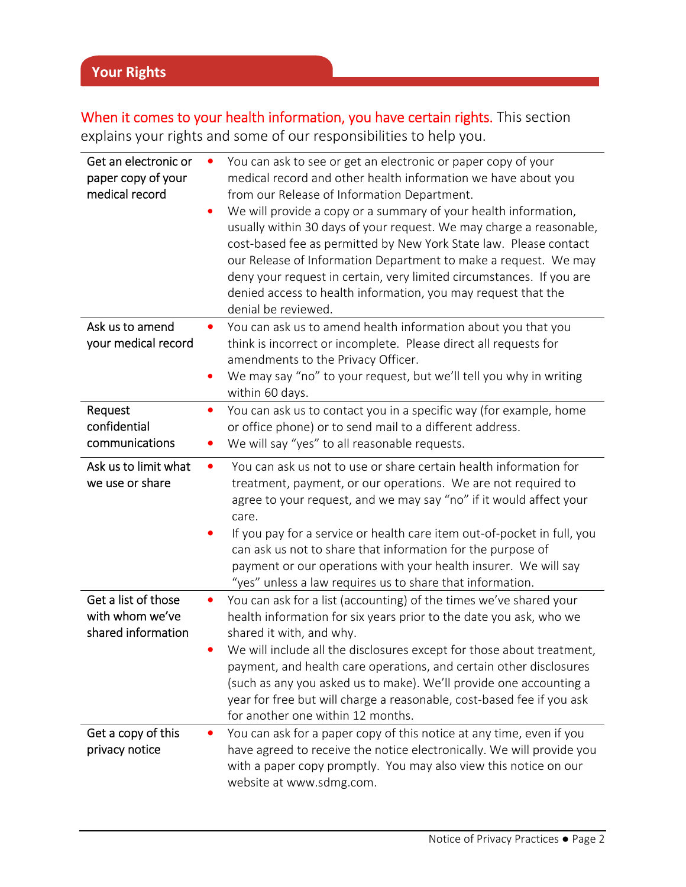## Your Rights

When it comes to your health information, you have certain rights. This section explains your rights and some of our responsibilities to help you.

| | |
|---|---|
| Get an electronic or paper copy of your medical record | • You can ask to see or get an electronic or paper copy of your medical record and other health information we have about you from our Release of Information Department.<br>• We will provide a copy or a summary of your health information, usually within 30 days of your request. We may charge a reasonable, cost-based fee as permitted by New York State law. Please contact our Release of Information Department to make a request. We may deny your request in certain, very limited circumstances. If you are denied access to health information, you may request that the denial be reviewed. |
| Ask us to amend your medical record | • You can ask us to amend health information about you that you think is incorrect or incomplete. Please direct all requests for amendments to the Privacy Officer.<br>• We may say "no" to your request, but we'll tell you why in writing within 60 days. |
| Request confidential communications | • You can ask us to contact you in a specific way (for example, home or office phone) or to send mail to a different address.<br>• We will say "yes" to all reasonable requests. |
| Ask us to limit what we use or share | • You can ask us not to use or share certain health information for treatment, payment, or our operations. We are not required to agree to your request, and we may say "no" if it would affect your care.<br>• If you pay for a service or health care item out-of-pocket in full, you can ask us not to share that information for the purpose of payment or our operations with your health insurer. We will say "yes" unless a law requires us to share that information. |
| Get a list of those with whom we've shared information | • You can ask for a list (accounting) of the times we've shared your health information for six years prior to the date you ask, who we shared it with, and why.<br>• We will include all the disclosures except for those about treatment, payment, and health care operations, and certain other disclosures (such as any you asked us to make). We'll provide one accounting a year for free but will charge a reasonable, cost-based fee if you ask for another one within 12 months. |
| Get a copy of this privacy notice | • You can ask for a paper copy of this notice at any time, even if you have agreed to receive the notice electronically. We will provide you with a paper copy promptly. You may also view this notice on our website at www.sdmg.com. |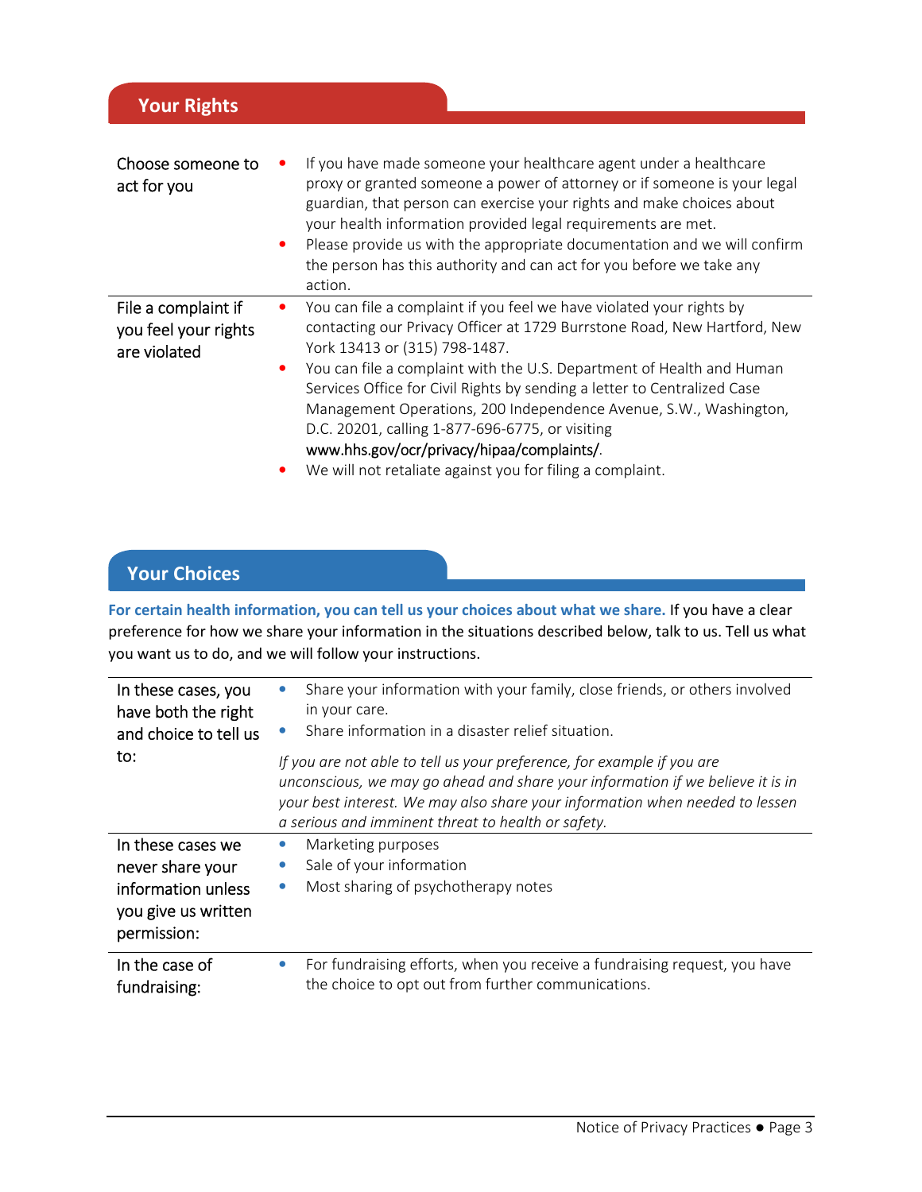## Your Rights

| | |
|---|---|
| Choose someone to act for you | • If you have made someone your healthcare agent under a healthcare proxy or granted someone a power of attorney or if someone is your legal guardian, that person can exercise your rights and make choices about your health information provided legal requirements are met.<br>• Please provide us with the appropriate documentation and we will confirm the person has this authority and can act for you before we take any action. |
| File a complaint if you feel your rights are violated | • You can file a complaint if you feel we have violated your rights by contacting our Privacy Officer at 1729 Burrstone Road, New Hartford, New York 13413 or (315) 798-1487.<br>• You can file a complaint with the U.S. Department of Health and Human Services Office for Civil Rights by sending a letter to Centralized Case Management Operations, 200 Independence Avenue, S.W., Washington, D.C. 20201, calling 1-877-696-6775, or visiting www.hhs.gov/ocr/privacy/hipaa/complaints/.<br>• We will not retaliate against you for filing a complaint. |

## Your Choices

**For certain health information, you can tell us your choices about what we share.** If you have a clear preference for how we share your information in the situations described below, talk to us. Tell us what you want us to do, and we will follow your instructions.

| | |
|---|---|
| In these cases, you have both the right and choice to tell us to: | • Share your information with your family, close friends, or others involved in your care.<br>• Share information in a disaster relief situation.<br><br>*If you are not able to tell us your preference, for example if you are unconscious, we may go ahead and share your information if we believe it is in your best interest. We may also share your information when needed to lessen a serious and imminent threat to health or safety.* |
| In these cases we never share your information unless you give us written permission: | • Marketing purposes<br>• Sale of your information<br>• Most sharing of psychotherapy notes |
| In the case of fundraising: | • For fundraising efforts, when you receive a fundraising request, you have the choice to opt out from further communications. |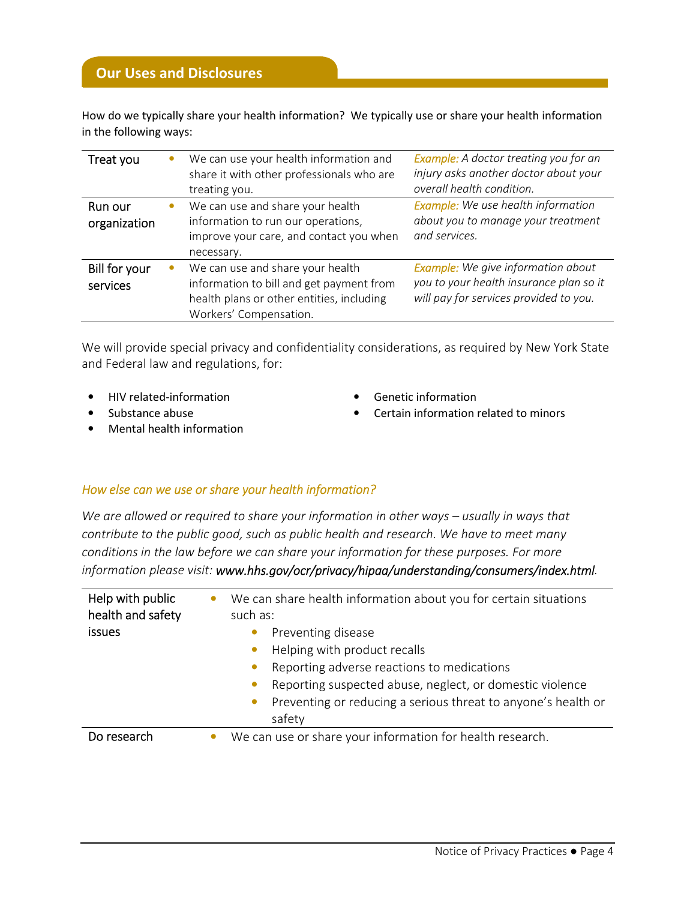## Our Uses and Disclosures

How do we typically share your health information? We typically use or share your health information in the following ways:

| | | |
|---|---|---|
| Treat you | • We can use your health information and share it with other professionals who are treating you. | *Example: A doctor treating you for an injury asks another doctor about your overall health condition.* |
| Run our organization | • We can use and share your health information to run our operations, improve your care, and contact you when necessary. | *Example: We use health information about you to manage your treatment and services.* |
| Bill for your services | • We can use and share your health information to bill and get payment from health plans or other entities, including Workers' Compensation. | *Example: We give information about you to your health insurance plan so it will pay for services provided to you.* |

We will provide special privacy and confidentiality considerations, as required by New York State and Federal law and regulations, for:

- HIV related-information
- Substance abuse
- Mental health information
- Genetic information
- Certain information related to minors

*How else can we use or share your health information?*

*We are allowed or required to share your information in other ways – usually in ways that contribute to the public good, such as public health and research. We have to meet many conditions in the law before we can share your information for these purposes. For more information please visit:* ***www.hhs.gov/ocr/privacy/hipaa/understanding/consumers/index.html****.*

| | |
|---|---|
| Help with public health and safety issues | • We can share health information about you for certain situations such as:<br>• Preventing disease<br>• Helping with product recalls<br>• Reporting adverse reactions to medications<br>• Reporting suspected abuse, neglect, or domestic violence<br>• Preventing or reducing a serious threat to anyone's health or safety |
| Do research | • We can use or share your information for health research. |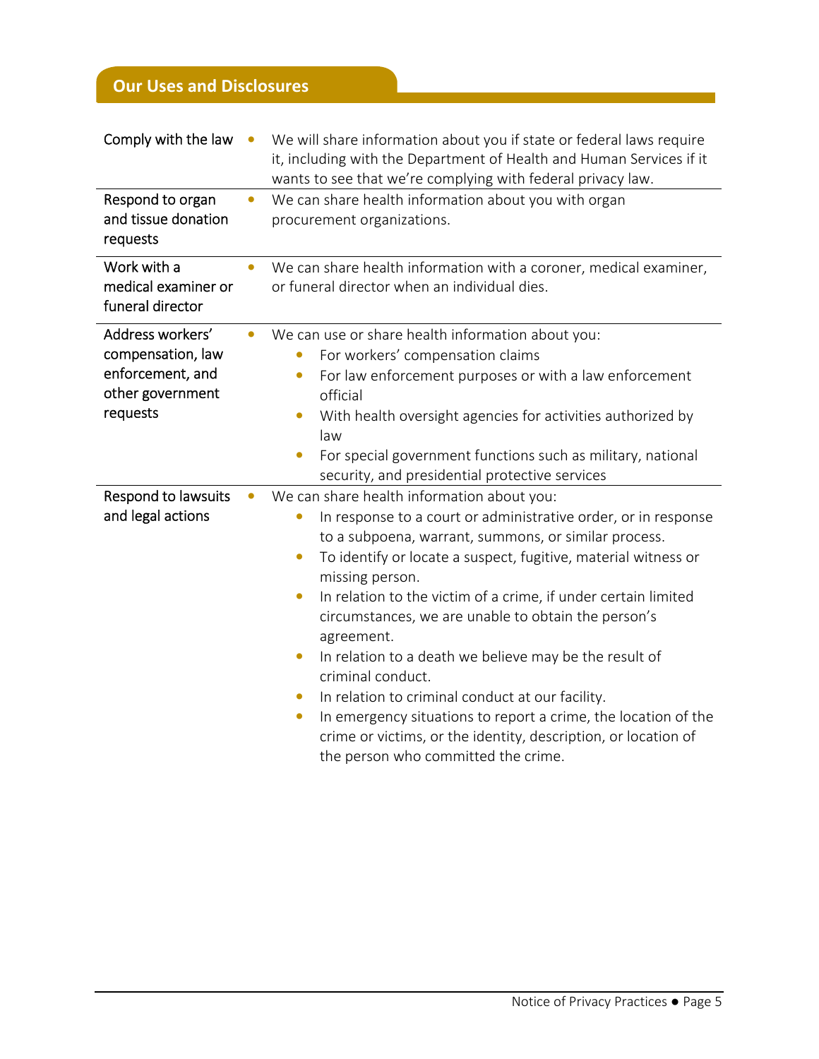## Our Uses and Disclosures

| | |
|---|---|
| Comply with the law | • We will share information about you if state or federal laws require it, including with the Department of Health and Human Services if it wants to see that we're complying with federal privacy law. |
| Respond to organ and tissue donation requests | • We can share health information about you with organ procurement organizations. |
| Work with a medical examiner or funeral director | • We can share health information with a coroner, medical examiner, or funeral director when an individual dies. |
| Address workers' compensation, law enforcement, and other government requests | • We can use or share health information about you:<br>  • For workers' compensation claims<br>  • For law enforcement purposes or with a law enforcement official<br>  • With health oversight agencies for activities authorized by law<br>  • For special government functions such as military, national security, and presidential protective services |
| Respond to lawsuits and legal actions | • We can share health information about you:<br>  • In response to a court or administrative order, or in response to a subpoena, warrant, summons, or similar process.<br>  • To identify or locate a suspect, fugitive, material witness or missing person.<br>  • In relation to the victim of a crime, if under certain limited circumstances, we are unable to obtain the person's agreement.<br>  • In relation to a death we believe may be the result of criminal conduct.<br>  • In relation to criminal conduct at our facility.<br>  • In emergency situations to report a crime, the location of the crime or victims, or the identity, description, or location of the person who committed the crime. |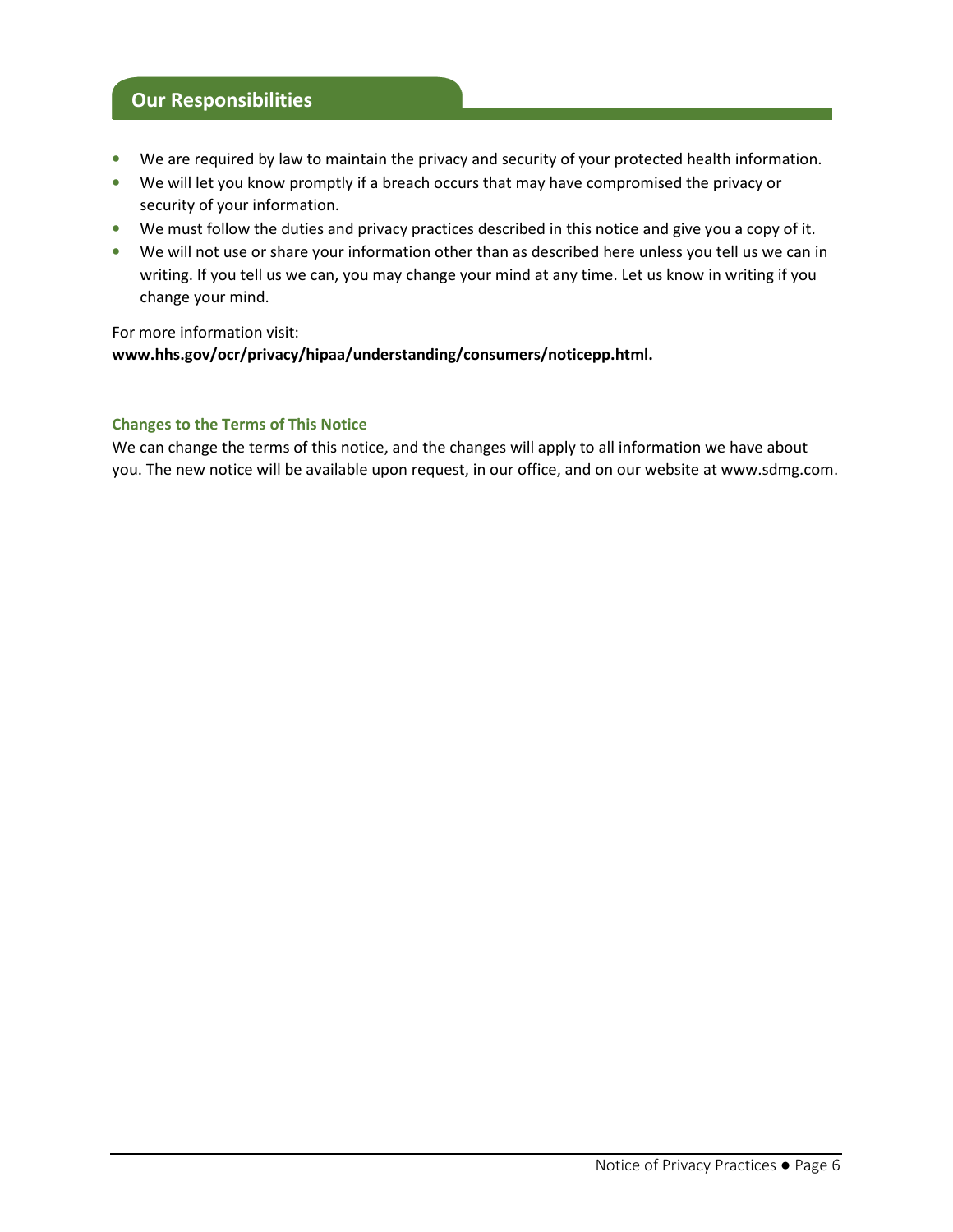## Our Responsibilities

- We are required by law to maintain the privacy and security of your protected health information.
- We will let you know promptly if a breach occurs that may have compromised the privacy or security of your information.
- We must follow the duties and privacy practices described in this notice and give you a copy of it.
- We will not use or share your information other than as described here unless you tell us we can in writing. If you tell us we can, you may change your mind at any time. Let us know in writing if you change your mind.

For more information visit:
**www.hhs.gov/ocr/privacy/hipaa/understanding/consumers/noticepp.html.**

### Changes to the Terms of This Notice

We can change the terms of this notice, and the changes will apply to all information we have about you. The new notice will be available upon request, in our office, and on our website at www.sdmg.com.